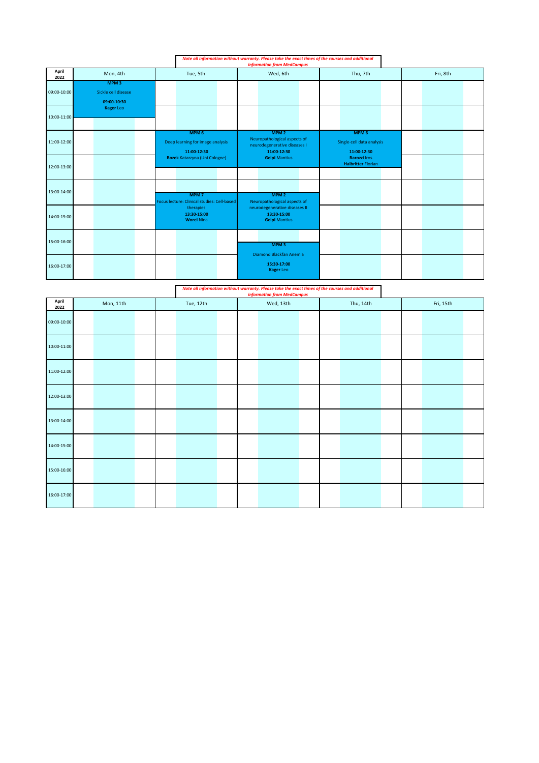*Note all information without warranty. Please take the exact times of the courses and additional information from MedCampus*

| April 2022 | Mon, 4th | Tue, 5th | Wed, 6th | Thu, 7th | Fri, 8th |
|---|---|---|---|---|---|
| 09:00-10:00 | **MPM 3** Sickle cell disease **09:00-10:30** **Kager** Leo | | | | |
| 10:00-11:00 | | | | | |
| 11:00-12:00 | | **MPM 6** Deep learning for image analysis **11:00-12:30** **Bozek** Katarzyna (Uni Cologne) | **MPM 2** Neuropathological aspects of neurodegenerative diseases I **11:00-12:30** **Gelpi** Mantius | **MPM 6** Single-cell data analysis **11:00-12:30** **Barozzi** Iros **Halbritter** Florian | |
| 12:00-13:00 | | | | | |
| 13:00-14:00 | | **MPM 7** Focus lecture: Clinical studies: Cell-based therapies **13:30-15:00** **Worel** Nina | **MPM 2** Neuropathological aspects of neurodegenerative diseases II **13:30-15:00** **Gelpi** Mantius | | |
| 14:00-15:00 | | | | | |
| 15:00-16:00 | | | **MPM 3** Diamond Blackfan Anemia **15:30-17:00** **Kager** Leo | | |
| 16:00-17:00 | | | | | |

*Note all information without warranty. Please take the exact times of the courses and additional information from MedCampus*

| April 2022 | Mon, 11th | Tue, 12th | Wed, 13th | Thu, 14th | Fri, 15th |
|---|---|---|---|---|---|
| 09:00-10:00 | | | | | |
| 10:00-11:00 | | | | | |
| 11:00-12:00 | | | | | |
| 12:00-13:00 | | | | | |
| 13:00-14:00 | | | | | |
| 14:00-15:00 | | | | | |
| 15:00-16:00 | | | | | |
| 16:00-17:00 | | | | | |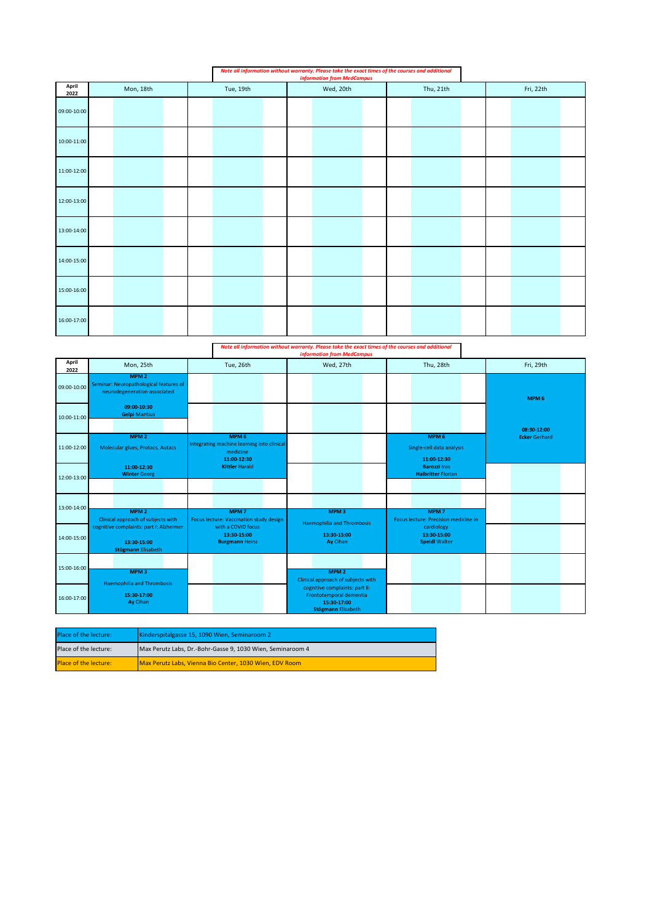*Note all information without warranty. Please take the exact times of the courses and additional information from MedCampus*

| April 2022 | Mon, 18th | Tue, 19th | Wed, 20th | Thu, 21th | Fri, 22th |
|---|---|---|---|---|---|
| 09:00-10:00 | | | | | |
| 10:00-11:00 | | | | | |
| 11:00-12:00 | | | | | |
| 12:00-13:00 | | | | | |
| 13:00-14:00 | | | | | |
| 14:00-15:00 | | | | | |
| 15:00-16:00 | | | | | |
| 16:00-17:00 | | | | | |

*Note all information without warranty. Please take the exact times of the courses and additional information from MedCampus*

| April 2022 | Mon, 25th | Tue, 26th | Wed, 27th | Thu, 28th | Fri, 29th |
|---|---|---|---|---|---|
| 09:00-10:00 | **MPM 2** Seminar: Neuropathological features of neurodegeneration-associated **09:00-10:30** **Gelpi** Mantius | | | | **MPM 6** **08:30-12:00** **Ecker** Gerhard |
| 10:00-11:00 | | | | | |
| 11:00-12:00 | **MPM 2** Molecular glues, Protacs, Autacs **11:00-12:30** **Winter** Georg | **MPM 6** Integrating machine learning into clinical medicine **11:00-12:30** **Kittler** Harald | | **MPM 6** Single-cell data analysis **11:00-12:30** **Barozzi** Iros **Halbritter** Florian | |
| 12:00-13:00 | | | | | |
| 13:00-14:00 | **MPM 2** Clinical approach of subjects with cognitive complaints: part I: Alzheimer **13:30-15:00** **Stögmann** Elisabeth | **MPM 7** Focus lecture: Vaccination study design with a COVID focus **13:30-15:00** **Burgmann** Heinz | **MPM 3** Haemophilia and Thrombosis **13:30-15:00** **Ay** Cihan | **MPM 7** Focus lecture: Precision medicine in cardiology **13:30-15:00** **Speidl** Walter | |
| 14:00-15:00 | | | | | |
| 15:00-16:00 | **MPM 3** Haemophilia and Thrombosis **15:30-17:00** **Ay** Cihan | | **MPM 2** Clinical approach of subjects with cognitive complaints: part II: Frontotemporal dementia **15:30-17:00** **Stögmann** Elisabeth | | |
| 16:00-17:00 | | | | | |

| | |
|---|---|
| Place of the lecture: | Kinderspitalgasse 15, 1090 Wien, Seminaroom 2 |
| Place of the lecture: | Max Perutz Labs, Dr.-Bohr-Gasse 9, 1030 Wien, Seminaroom 4 |
| Place of the lecture: | Max Perutz Labs, Vienna Bio Center, 1030 Wien, EDV Room |